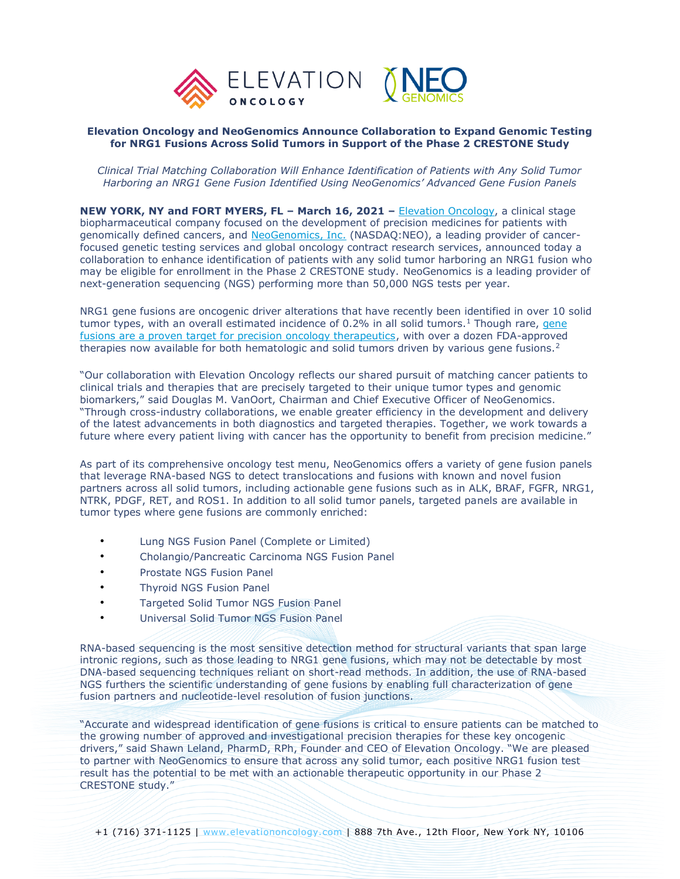# Elevation Oncology and NeoGenomics Announce Collaboration to Expand Genomic Testing for NRG1 Fusions Across Solid Tumors in Support of the Phase 2 CRESTONE Study

*Clinical Trial Matching Collaboration Will Enhance Identification of Patients with Any Solid Tumor Harboring an NRG1 Gene Fusion Identified Using NeoGenomics' Advanced Gene Fusion Panels*

**NEW YORK, NY and FORT MYERS, FL – March 16, 2021 –** Elevation Oncology, a clinical stage biopharmaceutical company focused on the development of precision medicines for patients with genomically defined cancers, and NeoGenomics, Inc. (NASDAQ:NEO), a leading provider of cancer-focused genetic testing services and global oncology contract research services, announced today a collaboration to enhance identification of patients with any solid tumor harboring an NRG1 fusion who may be eligible for enrollment in the Phase 2 CRESTONE study. NeoGenomics is a leading provider of next-generation sequencing (NGS) performing more than 50,000 NGS tests per year.

NRG1 gene fusions are oncogenic driver alterations that have recently been identified in over 10 solid tumor types, with an overall estimated incidence of 0.2% in all solid tumors.[1] Though rare, gene fusions are a proven target for precision oncology therapeutics, with over a dozen FDA-approved therapies now available for both hematologic and solid tumors driven by various gene fusions.[2]

"Our collaboration with Elevation Oncology reflects our shared pursuit of matching cancer patients to clinical trials and therapies that are precisely targeted to their unique tumor types and genomic biomarkers," said Douglas M. VanOort, Chairman and Chief Executive Officer of NeoGenomics. "Through cross-industry collaborations, we enable greater efficiency in the development and delivery of the latest advancements in both diagnostics and targeted therapies. Together, we work towards a future where every patient living with cancer has the opportunity to benefit from precision medicine."

As part of its comprehensive oncology test menu, NeoGenomics offers a variety of gene fusion panels that leverage RNA-based NGS to detect translocations and fusions with known and novel fusion partners across all solid tumors, including actionable gene fusions such as in ALK, BRAF, FGFR, NRG1, NTRK, PDGF, RET, and ROS1. In addition to all solid tumor panels, targeted panels are available in tumor types where gene fusions are commonly enriched:

- Lung NGS Fusion Panel (Complete or Limited)
- Cholangio/Pancreatic Carcinoma NGS Fusion Panel
- Prostate NGS Fusion Panel
- Thyroid NGS Fusion Panel
- Targeted Solid Tumor NGS Fusion Panel
- Universal Solid Tumor NGS Fusion Panel

RNA-based sequencing is the most sensitive detection method for structural variants that span large intronic regions, such as those leading to NRG1 gene fusions, which may not be detectable by most DNA-based sequencing techniques reliant on short-read methods. In addition, the use of RNA-based NGS furthers the scientific understanding of gene fusions by enabling full characterization of gene fusion partners and nucleotide-level resolution of fusion junctions.

"Accurate and widespread identification of gene fusions is critical to ensure patients can be matched to the growing number of approved and investigational precision therapies for these key oncogenic drivers," said Shawn Leland, PharmD, RPh, Founder and CEO of Elevation Oncology. "We are pleased to partner with NeoGenomics to ensure that across any solid tumor, each positive NRG1 fusion test result has the potential to be met with an actionable therapeutic opportunity in our Phase 2 CRESTONE study."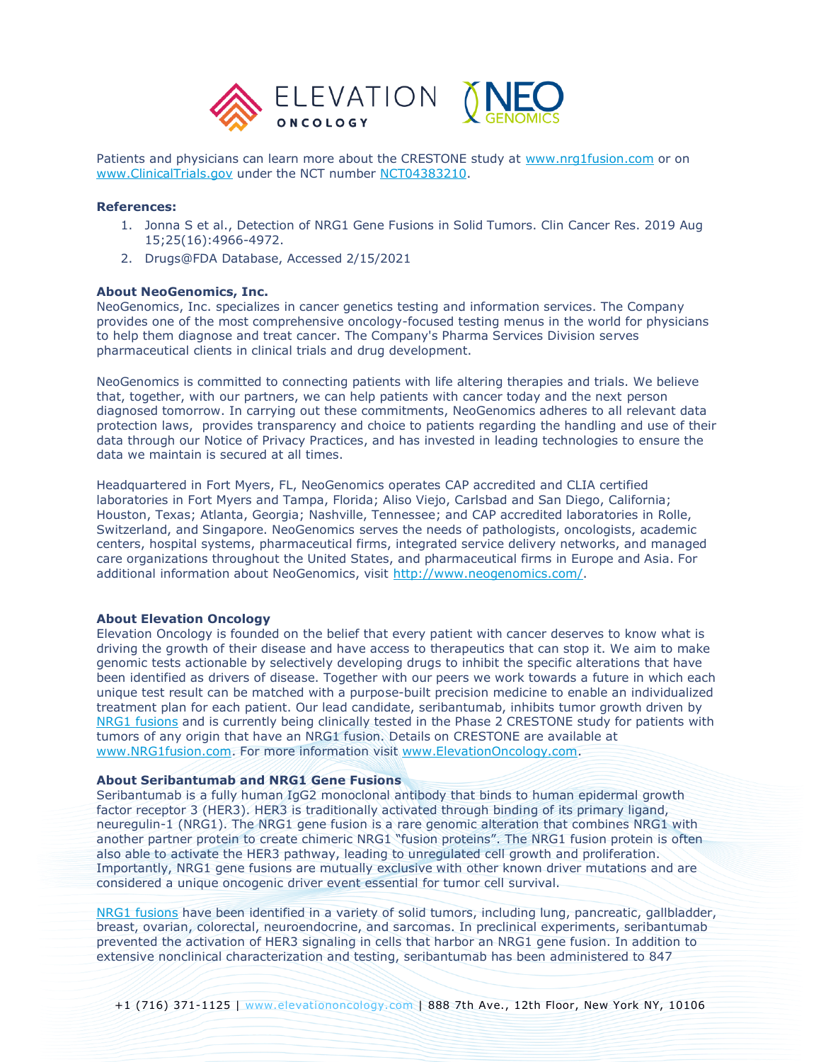Patients and physicians can learn more about the CRESTONE study at www.nrg1fusion.com or on www.ClinicalTrials.gov under the NCT number NCT04383210.

**References:**

1. Jonna S et al., Detection of NRG1 Gene Fusions in Solid Tumors. Clin Cancer Res. 2019 Aug 15;25(16):4966-4972.
2. Drugs@FDA Database, Accessed 2/15/2021

**About NeoGenomics, Inc.**

NeoGenomics, Inc. specializes in cancer genetics testing and information services. The Company provides one of the most comprehensive oncology-focused testing menus in the world for physicians to help them diagnose and treat cancer. The Company's Pharma Services Division serves pharmaceutical clients in clinical trials and drug development.

NeoGenomics is committed to connecting patients with life altering therapies and trials. We believe that, together, with our partners, we can help patients with cancer today and the next person diagnosed tomorrow. In carrying out these commitments, NeoGenomics adheres to all relevant data protection laws, provides transparency and choice to patients regarding the handling and use of their data through our Notice of Privacy Practices, and has invested in leading technologies to ensure the data we maintain is secured at all times.

Headquartered in Fort Myers, FL, NeoGenomics operates CAP accredited and CLIA certified laboratories in Fort Myers and Tampa, Florida; Aliso Viejo, Carlsbad and San Diego, California; Houston, Texas; Atlanta, Georgia; Nashville, Tennessee; and CAP accredited laboratories in Rolle, Switzerland, and Singapore. NeoGenomics serves the needs of pathologists, oncologists, academic centers, hospital systems, pharmaceutical firms, integrated service delivery networks, and managed care organizations throughout the United States, and pharmaceutical firms in Europe and Asia. For additional information about NeoGenomics, visit http://www.neogenomics.com/.

**About Elevation Oncology**

Elevation Oncology is founded on the belief that every patient with cancer deserves to know what is driving the growth of their disease and have access to therapeutics that can stop it. We aim to make genomic tests actionable by selectively developing drugs to inhibit the specific alterations that have been identified as drivers of disease. Together with our peers we work towards a future in which each unique test result can be matched with a purpose-built precision medicine to enable an individualized treatment plan for each patient. Our lead candidate, seribantumab, inhibits tumor growth driven by NRG1 fusions and is currently being clinically tested in the Phase 2 CRESTONE study for patients with tumors of any origin that have an NRG1 fusion. Details on CRESTONE are available at www.NRG1fusion.com. For more information visit www.ElevationOncology.com.

**About Seribantumab and NRG1 Gene Fusions**

Seribantumab is a fully human IgG2 monoclonal antibody that binds to human epidermal growth factor receptor 3 (HER3). HER3 is traditionally activated through binding of its primary ligand, neuregulin-1 (NRG1). The NRG1 gene fusion is a rare genomic alteration that combines NRG1 with another partner protein to create chimeric NRG1 "fusion proteins". The NRG1 fusion protein is often also able to activate the HER3 pathway, leading to unregulated cell growth and proliferation. Importantly, NRG1 gene fusions are mutually exclusive with other known driver mutations and are considered a unique oncogenic driver event essential for tumor cell survival.

NRG1 fusions have been identified in a variety of solid tumors, including lung, pancreatic, gallbladder, breast, ovarian, colorectal, neuroendocrine, and sarcomas. In preclinical experiments, seribantumab prevented the activation of HER3 signaling in cells that harbor an NRG1 gene fusion. In addition to extensive nonclinical characterization and testing, seribantumab has been administered to 847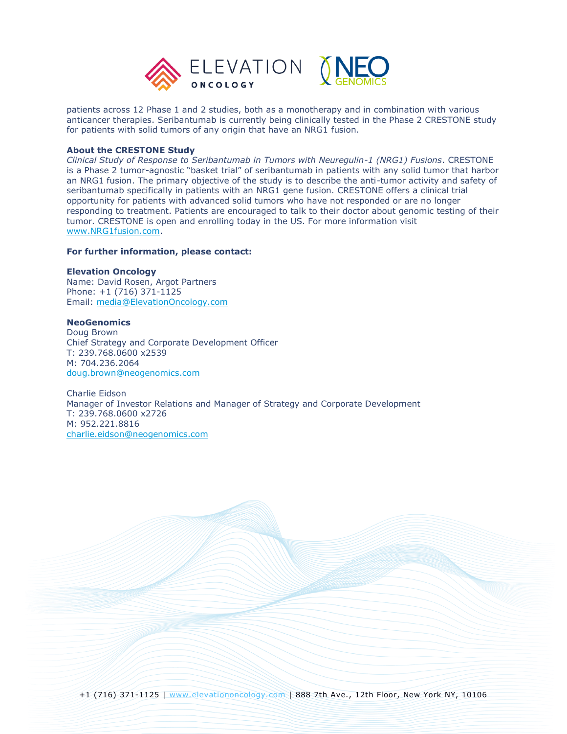patients across 12 Phase 1 and 2 studies, both as a monotherapy and in combination with various anticancer therapies. Seribantumab is currently being clinically tested in the Phase 2 CRESTONE study for patients with solid tumors of any origin that have an NRG1 fusion.

**About the CRESTONE Study**

*Clinical Study of Response to Seribantumab in Tumors with Neuregulin-1 (NRG1) Fusions*. CRESTONE is a Phase 2 tumor-agnostic "basket trial" of seribantumab in patients with any solid tumor that harbor an NRG1 fusion. The primary objective of the study is to describe the anti-tumor activity and safety of seribantumab specifically in patients with an NRG1 gene fusion. CRESTONE offers a clinical trial opportunity for patients with advanced solid tumors who have not responded or are no longer responding to treatment. Patients are encouraged to talk to their doctor about genomic testing of their tumor. CRESTONE is open and enrolling today in the US. For more information visit www.NRG1fusion.com.

**For further information, please contact:**

**Elevation Oncology**
Name: David Rosen, Argot Partners
Phone: +1 (716) 371-1125
Email: media@ElevationOncology.com

**NeoGenomics**
Doug Brown
Chief Strategy and Corporate Development Officer
T: 239.768.0600 x2539
M: 704.236.2064
doug.brown@neogenomics.com

Charlie Eidson
Manager of Investor Relations and Manager of Strategy and Corporate Development
T: 239.768.0600 x2726
M: 952.221.8816
charlie.eidson@neogenomics.com